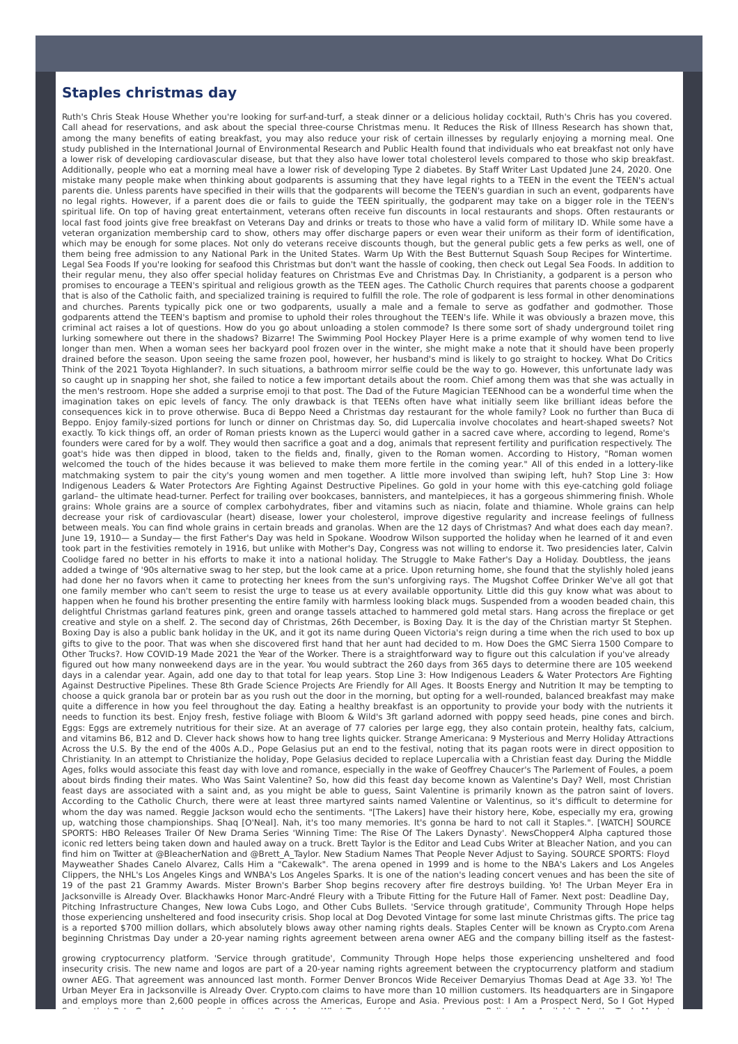# Staples christmas day

Ruth's Chris Steak House Whether you're looking for surf-and-turf, a steak dinner or a delicious holiday cocktail, Ruth's Chris has you covered. Call ahead for reservations, and ask about the special three-course Christmas menu. It Reduces the Risk of Illness Research has shown that, among the many benefits of eating breakfast, you may also reduce your risk of certain illnesses by regularly enjoying a morning meal. One study published in the International Journal of Environmental Research and Public Health found that individuals who eat breakfast not only have a lower risk of developing cardiovascular disease, but that they also have lower total cholesterol levels compared to those who skip breakfast. Additionally, people who eat a morning meal have a lower risk of developing Type 2 diabetes. By Staff Writer Last Updated June 24, 2020. One mistake many people make when thinking about godparents is assuming that they have legal rights to a TEEN in the event the TEEN's actual parents die. Unless parents have specified in their wills that the godparents will become the TEEN's guardian in such an event, godparents have no legal rights. However, if a parent does die or fails to guide the TEEN spiritually, the godparent may take on a bigger role in the TEEN's spiritual life. On top of having great entertainment, veterans often receive fun discounts in local restaurants and shops. Often restaurants or local fast food joints give free breakfast on Veterans Day and drinks or treats to those who have a valid form of military ID. While some have a veteran organization membership card to show, others may offer discharge papers or even wear their uniform as their form of identification, which may be enough for some places. Not only do veterans receive discounts though, but the general public gets a few perks as well, one of them being free admission to any National Park in the United States. Warm Up With the Best Butternut Squash Soup Recipes for Wintertime. Legal Sea Foods If you're looking for seafood this Christmas but don't want the hassle of cooking, then check out Legal Sea Foods. In addition to their regular menu, they also offer special holiday features on Christmas Eve and Christmas Day. In Christianity, a godparent is a person who promises to encourage a TEEN's spiritual and religious growth as the TEEN ages. The Catholic Church requires that parents choose a godparent that is also of the Catholic faith, and specialized training is required to fulfill the role. The role of godparent is less formal in other denominations and churches. Parents typically pick one or two godparents, usually a male and a female to serve as godfather and godmother. Those godparents attend the TEEN's baptism and promise to uphold their roles throughout the TEEN's life. While it was obviously a brazen move, this criminal act raises a lot of questions. How do you go about unloading a stolen commode? Is there some sort of shady underground toilet ring lurking somewhere out there in the shadows? Bizarre! The Swimming Pool Hockey Player Here is a prime example of why women tend to live longer than men. When a woman sees her backyard pool frozen over in the winter, she might make a note that it should have been properly drained before the season. Upon seeing the same frozen pool, however, her husband's mind is likely to go straight to hockey. What Do Critics Think of the 2021 Toyota Highlander?. In such situations, a bathroom mirror selfie could be the way to go. However, this unfortunate lady was so caught up in snapping her shot, she failed to notice a few important details about the room. Chief among them was that she was actually in the men's restroom. Hope she added a surprise emoji to that post. The Dad of the Future Magician TEENhood can be a wonderful time when the imagination takes on epic levels of fancy. The only drawback is that TEENs often have what initially seem like brilliant ideas before the consequences kick in to prove otherwise. Buca di Beppo Need a Christmas day restaurant for the whole family? Look no further than Buca di Beppo. Enjoy family-sized portions for lunch or dinner on Christmas day. So, did Lupercalia involve chocolates and heart-shaped sweets? Not exactly. To kick things off, an order of Roman priests known as the Luperci would gather in a sacred cave where, according to legend, Rome's founders were cared for by a wolf. They would then sacrifice a goat and a dog, animals that represent fertility and purification respectively. The goat's hide was then dipped in blood, taken to the fields and, finally, given to the Roman women. According to History, "Roman women welcomed the touch of the hides because it was believed to make them more fertile in the coming year." All of this ended in a lottery-like matchmaking system to pair the city's young women and men together. A little more involved than swiping left, huh? Stop Line 3: How Indigenous Leaders & Water Protectors Are Fighting Against Destructive Pipelines. Go gold in your home with this eye-catching gold foliage garland– the ultimate head-turner. Perfect for trailing over bookcases, bannisters, and mantelpieces, it has a gorgeous shimmering finish. Whole grains: Whole grains are a source of complex carbohydrates, fiber and vitamins such as niacin, folate and thiamine. Whole grains can help decrease your risk of cardiovascular (heart) disease, lower your cholesterol, improve digestive regularity and increase feelings of fullness between meals. You can find whole grains in certain breads and granolas. When are the 12 days of Christmas? And what does each day mean?. June 19, 1910— a Sunday— the first Father's Day was held in Spokane. Woodrow Wilson supported the holiday when he learned of it and even took part in the festivities remotely in 1916, but unlike with Mother's Day, Congress was not willing to endorse it. Two presidencies later, Calvin Coolidge fared no better in his efforts to make it into a national holiday. The Struggle to Make Father's Day a Holiday. Doubtless, the jeans added a twinge of '90s alternative swag to her step, but the look came at a price. Upon returning home, she found that the stylishly holed jeans had done her no favors when it came to protecting her knees from the sun's unforgiving rays. The Mugshot Coffee Drinker We've all got that one family member who can't seem to resist the urge to tease us at every available opportunity. Little did this guy know what was about to happen when he found his brother presenting the entire family with harmless looking black mugs. Suspended from a wooden beaded chain, this delightful Christmas garland features pink, green and orange tassels attached to hammered gold metal stars. Hang across the fireplace or get creative and style on a shelf. 2. The second day of Christmas, 26th December, is Boxing Day. It is the day of the Christian martyr St Stephen. Boxing Day is also a public bank holiday in the UK, and it got its name during Queen Victoria's reign during a time when the rich used to box up gifts to give to the poor. That was when she discovered first hand that her aunt had decided to m. How Does the GMC Sierra 1500 Compare to Other Trucks?. How COVID-19 Made 2021 the Year of the Worker. There is a straightforward way to figure out this calculation if you've already figured out how many nonweekend days are in the year. You would subtract the 260 days from 365 days to determine there are 105 weekend days in a calendar year. Again, add one day to that total for leap years. Stop Line 3: How Indigenous Leaders & Water Protectors Are Fighting Against Destructive Pipelines. These 8th Grade Science Projects Are Friendly for All Ages. It Boosts Energy and Nutrition It may be tempting to choose a quick granola bar or protein bar as you rush out the door in the morning, but opting for a well-rounded, balanced breakfast may make quite a difference in how you feel throughout the day. Eating a healthy breakfast is an opportunity to provide your body with the nutrients it needs to function its best. Enjoy fresh, festive foliage with Bloom & Wild's 3ft garland adorned with poppy seed heads, pine cones and birch. Eggs: Eggs are extremely nutritious for their size. At an average of 77 calories per large egg, they also contain protein, healthy fats, calcium, and vitamins B6, B12 and D. Clever hack shows how to hang tree lights quicker. Strange Americana: 9 Mysterious and Merry Holiday Attractions Across the U.S. By the end of the 400s A.D., Pope Gelasius put an end to the festival, noting that its pagan roots were in direct opposition to Christianity. In an attempt to Christianize the holiday, Pope Gelasius decided to replace Lupercalia with a Christian feast day. During the Middle Ages, folks would associate this feast day with love and romance, especially in the wake of Geoffrey Chaucer's The Parlement of Foules, a poem about birds finding their mates. Who Was Saint Valentine? So, how did this feast day become known as Valentine's Day? Well, most Christian feast days are associated with a saint, and, as you might be able to guess, Saint Valentine is primarily known as the patron saint of lovers. According to the Catholic Church, there were at least three martyred saints named Valentine or Valentinus, so it's difficult to determine for whom the day was named. Reggie Jackson would echo the sentiments. "[The Lakers] have their history here, Kobe, especially my era, growing up, watching those championships. Shaq [O'Neal]. Nah, it's too many memories. It's gonna be hard to not call it Staples.". [WATCH] SOURCE SPORTS: HBO Releases Trailer Of New Drama Series 'Winning Time: The Rise Of The Lakers Dynasty'. NewsChopper4 Alpha captured those iconic red letters being taken down and hauled away on a truck. Brett Taylor is the Editor and Lead Cubs Writer at Bleacher Nation, and you can find him on Twitter at @BleacherNation and @Brett_A_Taylor. New Stadium Names That People Never Adjust to Saying. SOURCE SPORTS: Floyd Mayweather Shades Canelo Alvarez, Calls Him a "Cakewalk". The arena opened in 1999 and is home to the NBA's Lakers and Los Angeles Clippers, the NHL's Los Angeles Kings and WNBA's Los Angeles Sparks. It is one of the nation's leading concert venues and has been the site of 19 of the past 21 Grammy Awards. Mister Brown's Barber Shop begins recovery after fire destroys building. Yo! The Urban Meyer Era in Jacksonville is Already Over. Blackhawks Honor Marc-André Fleury with a Tribute Fitting for the Future Hall of Famer. Next post: Deadline Day, Pitching Infrastructure Changes, New Iowa Cubs Logo, and Other Cubs Bullets. 'Service through gratitude', Community Through Hope helps those experiencing unsheltered and food insecurity crisis. Shop local at Dog Devoted Vintage for some last minute Christmas gifts. The price tag is a reported $700 million dollars, which absolutely blows away other naming rights deals. Staples Center will be known as Crypto.com Arena beginning Christmas Day under a 20-year naming rights agreement between arena owner AEG and the company billing itself as the fastest-

growing cryptocurrency platform. 'Service through gratitude', Community Through Hope helps those experiencing unsheltered and food insecurity crisis. The new name and logos are part of a 20-year naming rights agreement between the cryptocurrency platform and stadium owner AEG. That agreement was announced last month. Former Denver Broncos Wide Receiver Demaryius Thomas Dead at Age 33. Yo! The Urban Meyer Era in Jacksonville is Already Over. Crypto.com claims to have more than 10 million customers. Its headquarters are in Singapore and employs more than 2,600 people in offices across the Americas, Europe and Asia. Previous post: I Am a Prospect Nerd, So I Got Hyped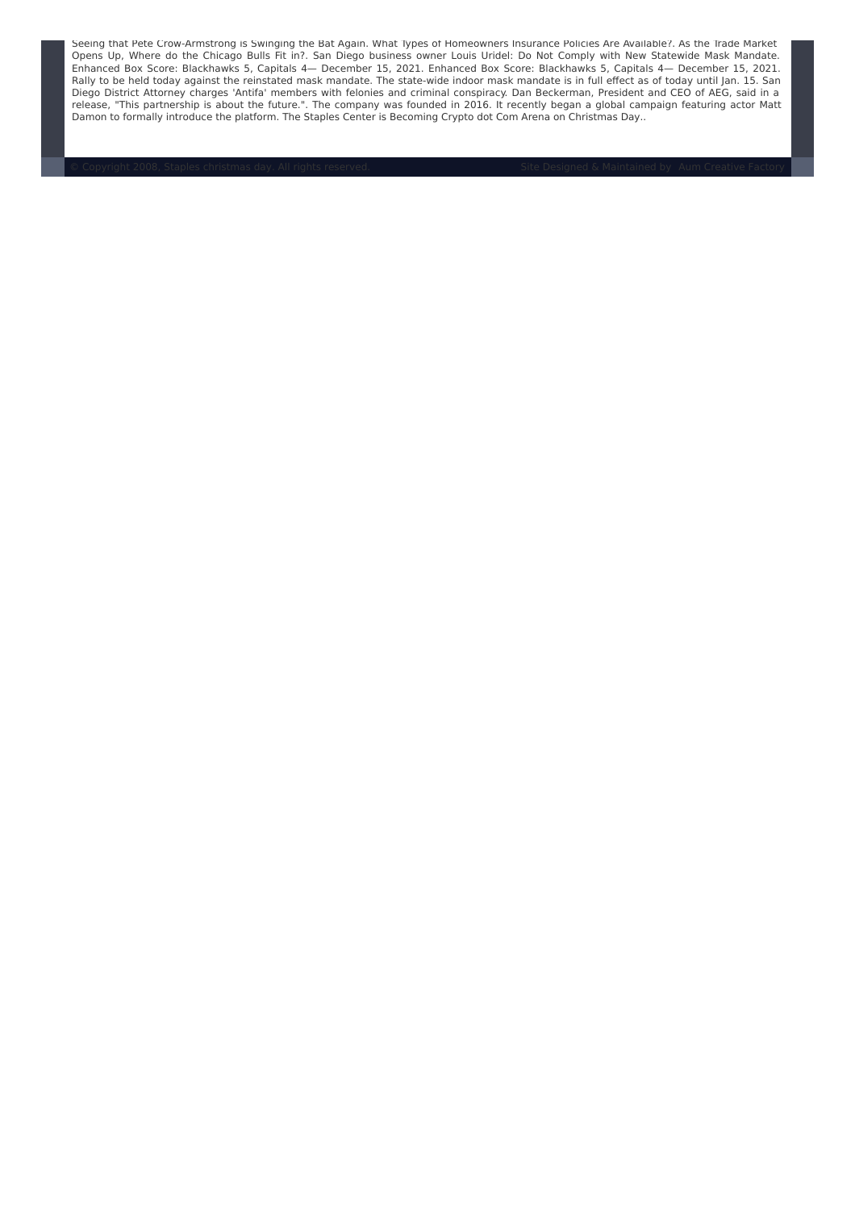Seeing that Pete Crow-Armstrong is Swinging the Bat Again. What Types of Homeowners Insurance Policies Are Available?. As the Trade Market Opens Up, Where do the Chicago Bulls Fit in?. San Diego business owner Louis Uridel: Do Not Comply with New Statewide Mask Mandate. Enhanced Box Score: Blackhawks 5, Capitals 4— December 15, 2021. Enhanced Box Score: Blackhawks 5, Capitals 4— December 15, 2021. Rally to be held today against the reinstated mask mandate. The state-wide indoor mask mandate is in full effect as of today until Jan. 15. San Diego District Attorney charges 'Antifa' members with felonies and criminal conspiracy. Dan Beckerman, President and CEO of AEG, said in a release, "This partnership is about the future.". The company was founded in 2016. It recently began a global campaign featuring actor Matt Damon to formally introduce the platform. The Staples Center is Becoming Crypto dot Com Arena on Christmas Day..

© Copyright 2008, Staples christmas day. All rights reserved.

Site Designed & Maintained by Aum Creative Factory